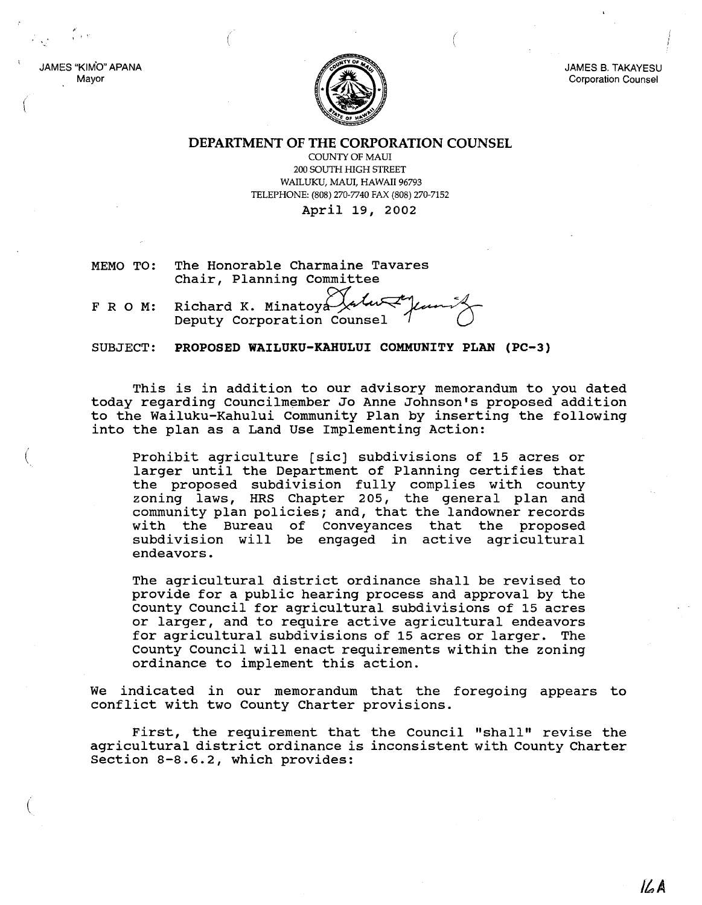JAMES "KIMO" APANA
Mayor

JAMES B. TAKAYESU
Corporation Counsel

**DEPARTMENT OF THE CORPORATION COUNSEL**

COUNTY OF MAUI
200 SOUTH HIGH STREET
WAILUKU, MAUI, HAWAII 96793
TELEPHONE: (808) 270-7740 FAX (808) 270-7152

April 19, 2002

MEMO TO: The Honorable Charmaine Tavares
Chair, Planning Committee

F R O M: Richard K. Minatoya
Deputy Corporation Counsel

SUBJECT: **PROPOSED WAILUKU-KAHULUI COMMUNITY PLAN (PC-3)**

This is in addition to our advisory memorandum to you dated today regarding Councilmember Jo Anne Johnson's proposed addition to the Wailuku-Kahului Community Plan by inserting the following into the plan as a Land Use Implementing Action:

> Prohibit agriculture [sic] subdivisions of 15 acres or larger until the Department of Planning certifies that the proposed subdivision fully complies with county zoning laws, HRS Chapter 205, the general plan and community plan policies; and, that the landowner records with the Bureau of Conveyances that the proposed subdivision will be engaged in active agricultural endeavors.
>
> The agricultural district ordinance shall be revised to provide for a public hearing process and approval by the County Council for agricultural subdivisions of 15 acres or larger, and to require active agricultural endeavors for agricultural subdivisions of 15 acres or larger. The County Council will enact requirements within the zoning ordinance to implement this action.

We indicated in our memorandum that the foregoing appears to conflict with two County Charter provisions.

First, the requirement that the Council "shall" revise the agricultural district ordinance is inconsistent with County Charter Section 8-8.6.2, which provides: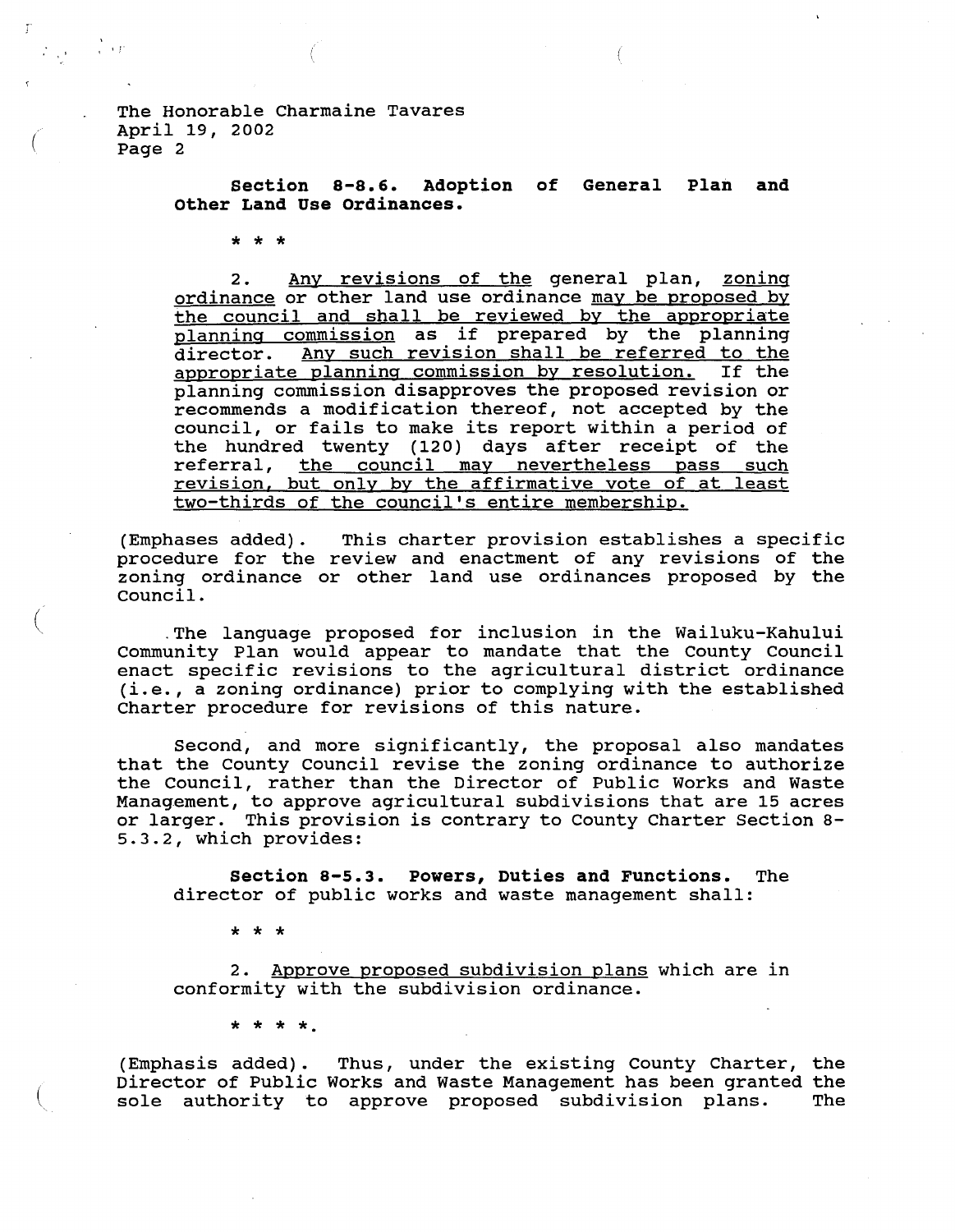**Section 8-8.6. Adoption of General Plan and Other Land Use Ordinances.**

\* \* \*

2. <u>Any revisions of the</u> general plan, <u>zoning ordinance</u> or other land use ordinance <u>may be proposed by the council and shall be reviewed by the appropriate planning commission</u> as if prepared by the planning director. <u>Any such revision shall be referred to the appropriate planning commission by resolution.</u> If the planning commission disapproves the proposed revision or recommends a modification thereof, not accepted by the council, or fails to make its report within a period of the hundred twenty (120) days after receipt of the referral, <u>the council may nevertheless pass such revision, but only by the affirmative vote of at least two-thirds of the council's entire membership.</u>

(Emphases added). This charter provision establishes a specific procedure for the review and enactment of any revisions of the zoning ordinance or other land use ordinances proposed by the Council.

The language proposed for inclusion in the Wailuku-Kahului Community Plan would appear to mandate that the County Council enact specific revisions to the agricultural district ordinance (i.e., a zoning ordinance) prior to complying with the established Charter procedure for revisions of this nature.

Second, and more significantly, the proposal also mandates that the County Council revise the zoning ordinance to authorize the Council, rather than the Director of Public Works and Waste Management, to approve agricultural subdivisions that are 15 acres or larger. This provision is contrary to County Charter Section 8-5.3.2, which provides:

**Section 8-5.3. Powers, Duties and Functions.** The director of public works and waste management shall:

\* \* \*

2. <u>Approve proposed subdivision plans</u> which are in conformity with the subdivision ordinance.

\* \* \* \*.

(Emphasis added). Thus, under the existing County Charter, the Director of Public Works and Waste Management has been granted the sole authority to approve proposed subdivision plans. The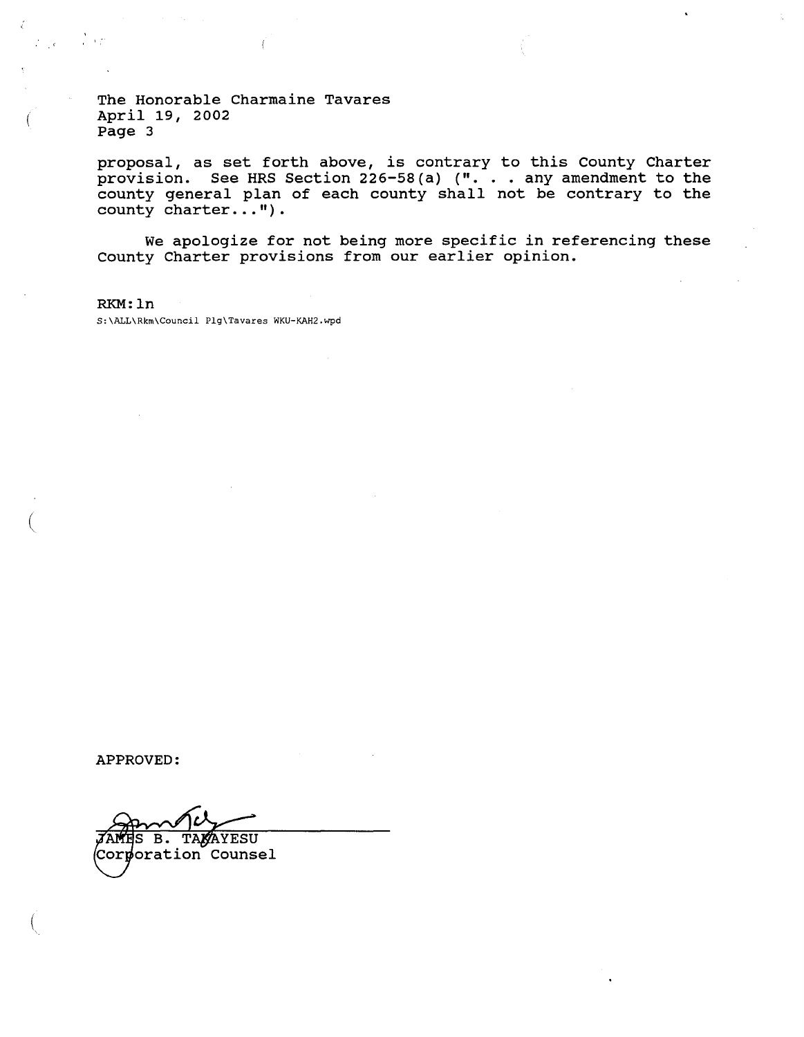The Honorable Charmaine Tavares
April 19, 2002
Page 3

proposal, as set forth above, is contrary to this County Charter provision. See HRS Section 226-58(a) (". . . any amendment to the county general plan of each county shall not be contrary to the county charter...").

We apologize for not being more specific in referencing these County Charter provisions from our earlier opinion.

RKM:ln
S:\ALL\Rkm\Council Plg\Tavares WKU-KAH2.wpd

APPROVED:

JAMES B. TAKAYESU
Corporation Counsel